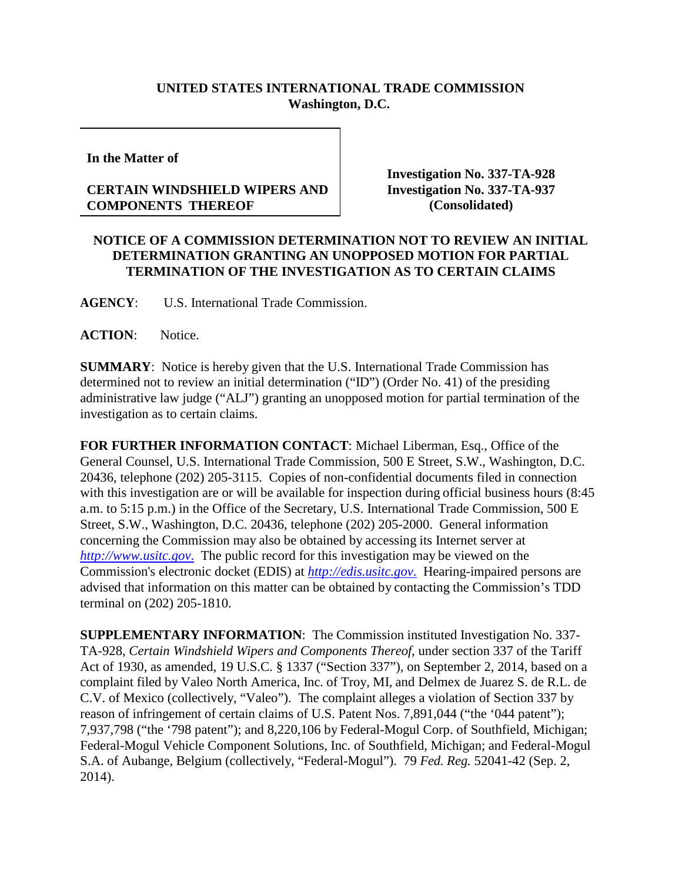**UNITED STATES INTERNATIONAL TRADE COMMISSION**
**Washington, D.C.**

| In the Matter of<br><br>**CERTAIN WINDSHIELD WIPERS AND COMPONENTS THEREOF** | **Investigation No. 337-TA-928**<br>**Investigation No. 337-TA-937**<br>**(Consolidated)** |
|---|---|

## NOTICE OF A COMMISSION DETERMINATION NOT TO REVIEW AN INITIAL DETERMINATION GRANTING AN UNOPPOSED MOTION FOR PARTIAL TERMINATION OF THE INVESTIGATION AS TO CERTAIN CLAIMS

**AGENCY**: U.S. International Trade Commission.

**ACTION**: Notice.

**SUMMARY**: Notice is hereby given that the U.S. International Trade Commission has determined not to review an initial determination ("ID") (Order No. 41) of the presiding administrative law judge ("ALJ") granting an unopposed motion for partial termination of the investigation as to certain claims.

**FOR FURTHER INFORMATION CONTACT**: Michael Liberman, Esq., Office of the General Counsel, U.S. International Trade Commission, 500 E Street, S.W., Washington, D.C. 20436, telephone (202) 205-3115. Copies of non-confidential documents filed in connection with this investigation are or will be available for inspection during official business hours (8:45 a.m. to 5:15 p.m.) in the Office of the Secretary, U.S. International Trade Commission, 500 E Street, S.W., Washington, D.C. 20436, telephone (202) 205-2000. General information concerning the Commission may also be obtained by accessing its Internet server at *http://www.usitc.gov*. The public record for this investigation may be viewed on the Commission's electronic docket (EDIS) at *http://edis.usitc.gov*. Hearing-impaired persons are advised that information on this matter can be obtained by contacting the Commission's TDD terminal on (202) 205-1810.

**SUPPLEMENTARY INFORMATION**: The Commission instituted Investigation No. 337-TA-928, *Certain Windshield Wipers and Components Thereof*, under section 337 of the Tariff Act of 1930, as amended, 19 U.S.C. § 1337 ("Section 337"), on September 2, 2014, based on a complaint filed by Valeo North America, Inc. of Troy, MI, and Delmex de Juarez S. de R.L. de C.V. of Mexico (collectively, "Valeo"). The complaint alleges a violation of Section 337 by reason of infringement of certain claims of U.S. Patent Nos. 7,891,044 ("the '044 patent"); 7,937,798 ("the '798 patent"); and 8,220,106 by Federal-Mogul Corp. of Southfield, Michigan; Federal-Mogul Vehicle Component Solutions, Inc. of Southfield, Michigan; and Federal-Mogul S.A. of Aubange, Belgium (collectively, "Federal-Mogul"). 79 *Fed. Reg.* 52041-42 (Sep. 2, 2014).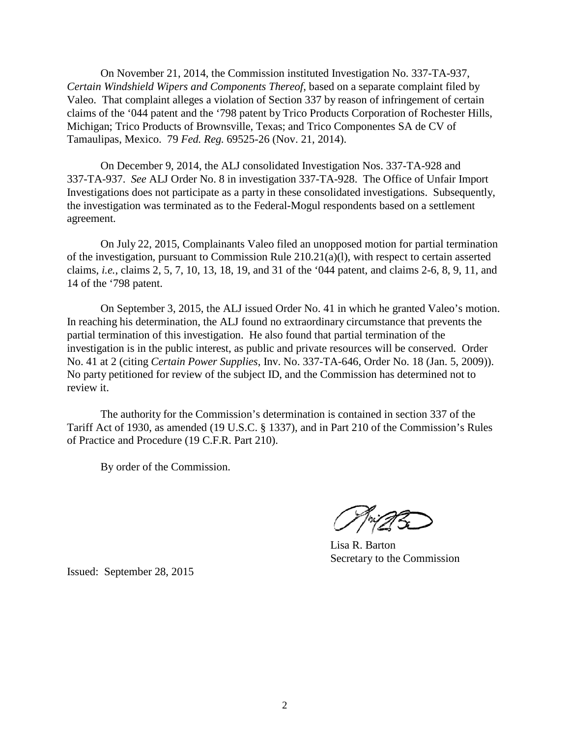On November 21, 2014, the Commission instituted Investigation No. 337-TA-937, *Certain Windshield Wipers and Components Thereof*, based on a separate complaint filed by Valeo. That complaint alleges a violation of Section 337 by reason of infringement of certain claims of the '044 patent and the '798 patent by Trico Products Corporation of Rochester Hills, Michigan; Trico Products of Brownsville, Texas; and Trico Componentes SA de CV of Tamaulipas, Mexico. 79 *Fed. Reg.* 69525-26 (Nov. 21, 2014).

On December 9, 2014, the ALJ consolidated Investigation Nos. 337-TA-928 and 337-TA-937. *See* ALJ Order No. 8 in investigation 337-TA-928. The Office of Unfair Import Investigations does not participate as a party in these consolidated investigations. Subsequently, the investigation was terminated as to the Federal-Mogul respondents based on a settlement agreement.

On July 22, 2015, Complainants Valeo filed an unopposed motion for partial termination of the investigation, pursuant to Commission Rule 210.21(a)(l), with respect to certain asserted claims, *i.e.*, claims 2, 5, 7, 10, 13, 18, 19, and 31 of the '044 patent, and claims 2-6, 8, 9, 11, and 14 of the '798 patent.

On September 3, 2015, the ALJ issued Order No. 41 in which he granted Valeo's motion. In reaching his determination, the ALJ found no extraordinary circumstance that prevents the partial termination of this investigation. He also found that partial termination of the investigation is in the public interest, as public and private resources will be conserved. Order No. 41 at 2 (citing *Certain Power Supplies*, Inv. No. 337-TA-646, Order No. 18 (Jan. 5, 2009)). No party petitioned for review of the subject ID, and the Commission has determined not to review it.

The authority for the Commission's determination is contained in section 337 of the Tariff Act of 1930, as amended (19 U.S.C. § 1337), and in Part 210 of the Commission's Rules of Practice and Procedure (19 C.F.R. Part 210).

By order of the Commission.

Lisa R. Barton
Secretary to the Commission

Issued: September 28, 2015